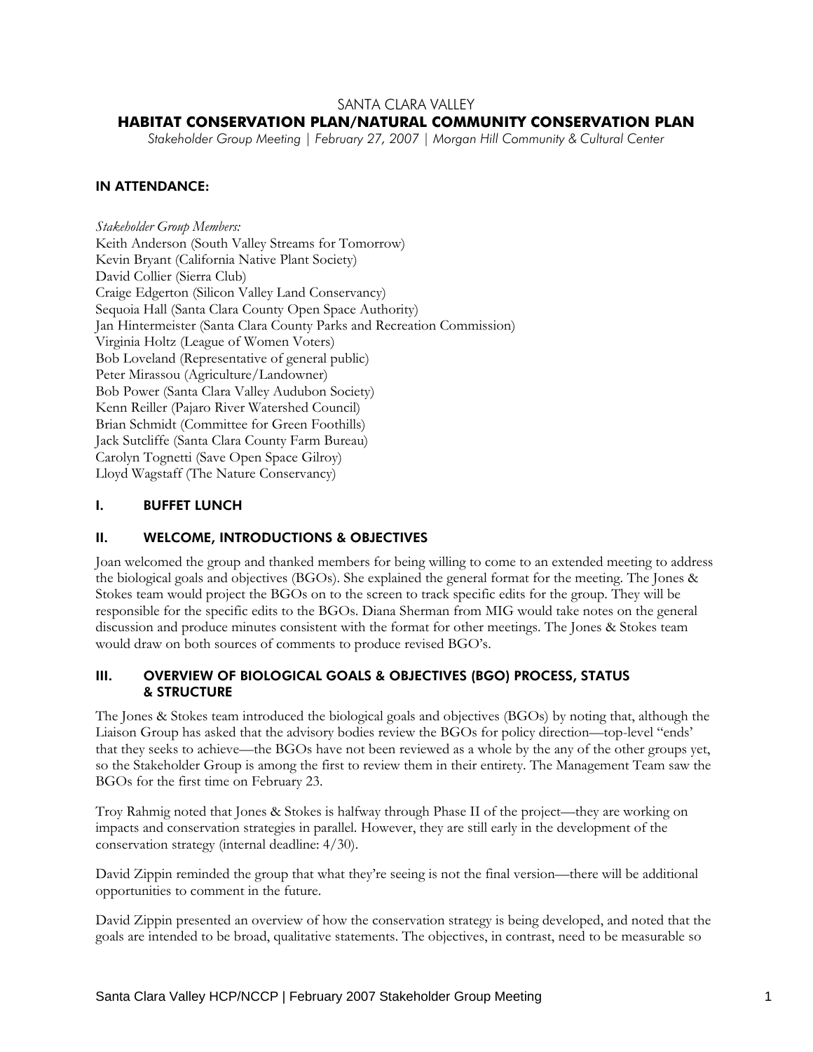# SANTA CLARA VALLEY

## HABITAT CONSERVATION PLAN/NATURAL COMMUNITY CONSERVATION PLAN

*Stakeholder Group Meeting | February 27, 2007 | Morgan Hill Community & Cultural Center*

### IN ATTENDANCE:

*Stakeholder Group Members:*

Keith Anderson (South Valley Streams for Tomorrow)
Kevin Bryant (California Native Plant Society)
David Collier (Sierra Club)
Craige Edgerton (Silicon Valley Land Conservancy)
Sequoia Hall (Santa Clara County Open Space Authority)
Jan Hintermeister (Santa Clara County Parks and Recreation Commission)
Virginia Holtz (League of Women Voters)
Bob Loveland (Representative of general public)
Peter Mirassou (Agriculture/Landowner)
Bob Power (Santa Clara Valley Audubon Society)
Kenn Reiller (Pajaro River Watershed Council)
Brian Schmidt (Committee for Green Foothills)
Jack Sutcliffe (Santa Clara County Farm Bureau)
Carolyn Tognetti (Save Open Space Gilroy)
Lloyd Wagstaff (The Nature Conservancy)

### I. BUFFET LUNCH

### II. WELCOME, INTRODUCTIONS & OBJECTIVES

Joan welcomed the group and thanked members for being willing to come to an extended meeting to address the biological goals and objectives (BGOs). She explained the general format for the meeting. The Jones & Stokes team would project the BGOs on to the screen to track specific edits for the group. They will be responsible for the specific edits to the BGOs. Diana Sherman from MIG would take notes on the general discussion and produce minutes consistent with the format for other meetings. The Jones & Stokes team would draw on both sources of comments to produce revised BGO's.

### III. OVERVIEW OF BIOLOGICAL GOALS & OBJECTIVES (BGO) PROCESS, STATUS & STRUCTURE

The Jones & Stokes team introduced the biological goals and objectives (BGOs) by noting that, although the Liaison Group has asked that the advisory bodies review the BGOs for policy direction—top-level "ends' that they seeks to achieve—the BGOs have not been reviewed as a whole by the any of the other groups yet, so the Stakeholder Group is among the first to review them in their entirety. The Management Team saw the BGOs for the first time on February 23.

Troy Rahmig noted that Jones & Stokes is halfway through Phase II of the project—they are working on impacts and conservation strategies in parallel. However, they are still early in the development of the conservation strategy (internal deadline: 4/30).

David Zippin reminded the group that what they're seeing is not the final version—there will be additional opportunities to comment in the future.

David Zippin presented an overview of how the conservation strategy is being developed, and noted that the goals are intended to be broad, qualitative statements. The objectives, in contrast, need to be measurable so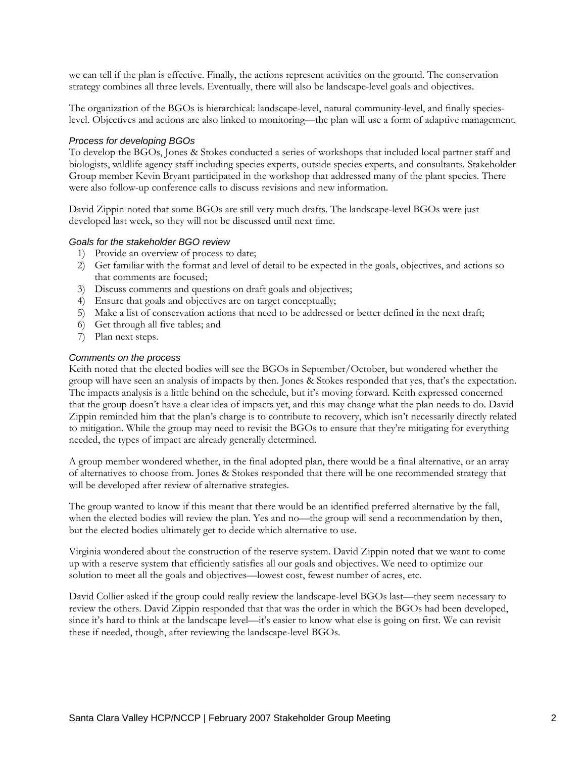we can tell if the plan is effective. Finally, the actions represent activities on the ground. The conservation strategy combines all three levels. Eventually, there will also be landscape-level goals and objectives.

The organization of the BGOs is hierarchical: landscape-level, natural community-level, and finally species-level. Objectives and actions are also linked to monitoring—the plan will use a form of adaptive management.

### *Process for developing BGOs*

To develop the BGOs, Jones & Stokes conducted a series of workshops that included local partner staff and biologists, wildlife agency staff including species experts, outside species experts, and consultants. Stakeholder Group member Kevin Bryant participated in the workshop that addressed many of the plant species. There were also follow-up conference calls to discuss revisions and new information.

David Zippin noted that some BGOs are still very much drafts. The landscape-level BGOs were just developed last week, so they will not be discussed until next time.

### *Goals for the stakeholder BGO review*

1) Provide an overview of process to date;
2) Get familiar with the format and level of detail to be expected in the goals, objectives, and actions so that comments are focused;
3) Discuss comments and questions on draft goals and objectives;
4) Ensure that goals and objectives are on target conceptually;
5) Make a list of conservation actions that need to be addressed or better defined in the next draft;
6) Get through all five tables; and
7) Plan next steps.

### *Comments on the process*

Keith noted that the elected bodies will see the BGOs in September/October, but wondered whether the group will have seen an analysis of impacts by then. Jones & Stokes responded that yes, that's the expectation. The impacts analysis is a little behind on the schedule, but it's moving forward. Keith expressed concerned that the group doesn't have a clear idea of impacts yet, and this may change what the plan needs to do. David Zippin reminded him that the plan's charge is to contribute to recovery, which isn't necessarily directly related to mitigation. While the group may need to revisit the BGOs to ensure that they're mitigating for everything needed, the types of impact are already generally determined.

A group member wondered whether, in the final adopted plan, there would be a final alternative, or an array of alternatives to choose from. Jones & Stokes responded that there will be one recommended strategy that will be developed after review of alternative strategies.

The group wanted to know if this meant that there would be an identified preferred alternative by the fall, when the elected bodies will review the plan. Yes and no—the group will send a recommendation by then, but the elected bodies ultimately get to decide which alternative to use.

Virginia wondered about the construction of the reserve system. David Zippin noted that we want to come up with a reserve system that efficiently satisfies all our goals and objectives. We need to optimize our solution to meet all the goals and objectives—lowest cost, fewest number of acres, etc.

David Collier asked if the group could really review the landscape-level BGOs last—they seem necessary to review the others. David Zippin responded that that was the order in which the BGOs had been developed, since it's hard to think at the landscape level—it's easier to know what else is going on first. We can revisit these if needed, though, after reviewing the landscape-level BGOs.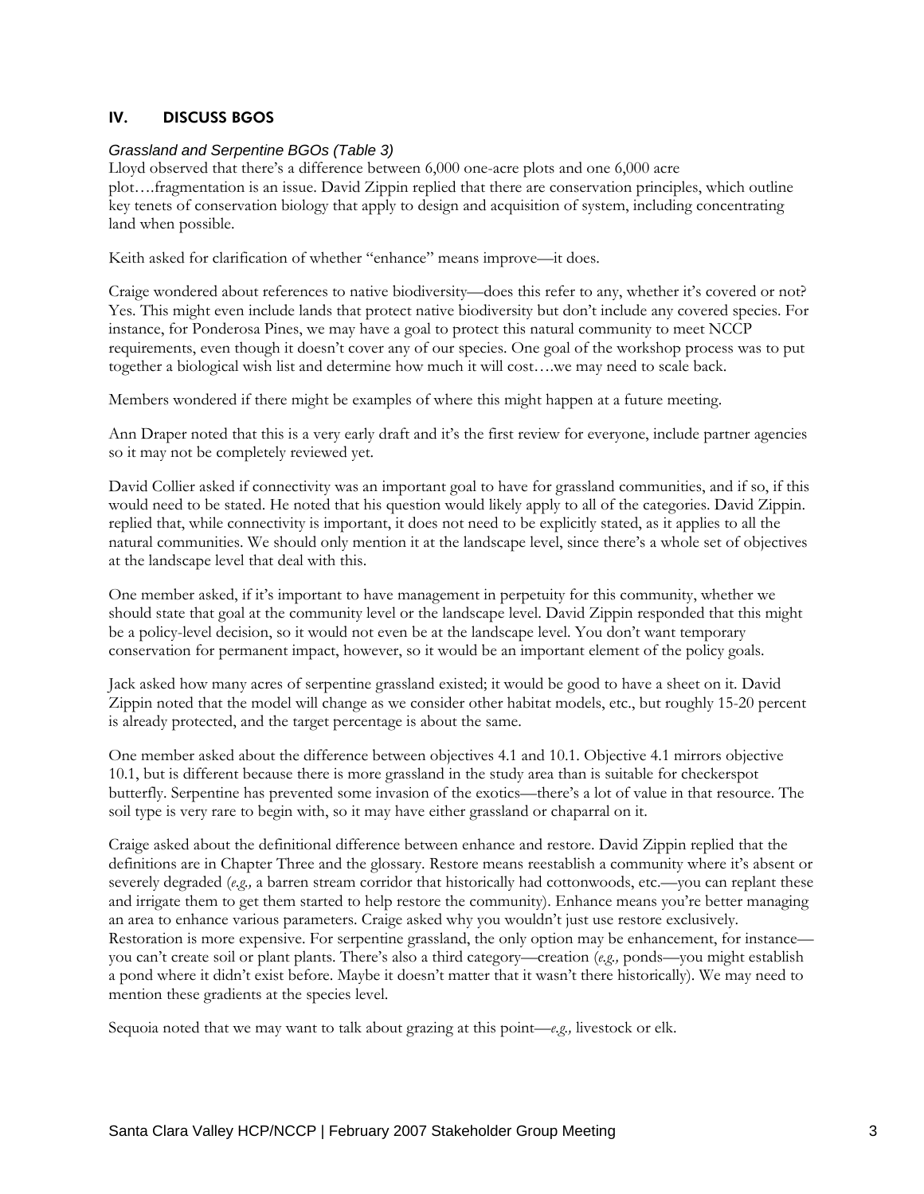## IV. DISCUSS BGOS

### *Grassland and Serpentine BGOs (Table 3)*

Lloyd observed that there's a difference between 6,000 one-acre plots and one 6,000 acre plot….fragmentation is an issue. David Zippin replied that there are conservation principles, which outline key tenets of conservation biology that apply to design and acquisition of system, including concentrating land when possible.

Keith asked for clarification of whether "enhance" means improve—it does.

Craige wondered about references to native biodiversity—does this refer to any, whether it's covered or not? Yes. This might even include lands that protect native biodiversity but don't include any covered species. For instance, for Ponderosa Pines, we may have a goal to protect this natural community to meet NCCP requirements, even though it doesn't cover any of our species. One goal of the workshop process was to put together a biological wish list and determine how much it will cost….we may need to scale back.

Members wondered if there might be examples of where this might happen at a future meeting.

Ann Draper noted that this is a very early draft and it's the first review for everyone, include partner agencies so it may not be completely reviewed yet.

David Collier asked if connectivity was an important goal to have for grassland communities, and if so, if this would need to be stated. He noted that his question would likely apply to all of the categories. David Zippin. replied that, while connectivity is important, it does not need to be explicitly stated, as it applies to all the natural communities. We should only mention it at the landscape level, since there's a whole set of objectives at the landscape level that deal with this.

One member asked, if it's important to have management in perpetuity for this community, whether we should state that goal at the community level or the landscape level. David Zippin responded that this might be a policy-level decision, so it would not even be at the landscape level. You don't want temporary conservation for permanent impact, however, so it would be an important element of the policy goals.

Jack asked how many acres of serpentine grassland existed; it would be good to have a sheet on it. David Zippin noted that the model will change as we consider other habitat models, etc., but roughly 15-20 percent is already protected, and the target percentage is about the same.

One member asked about the difference between objectives 4.1 and 10.1. Objective 4.1 mirrors objective 10.1, but is different because there is more grassland in the study area than is suitable for checkerspot butterfly. Serpentine has prevented some invasion of the exotics—there's a lot of value in that resource. The soil type is very rare to begin with, so it may have either grassland or chaparral on it.

Craige asked about the definitional difference between enhance and restore. David Zippin replied that the definitions are in Chapter Three and the glossary. Restore means reestablish a community where it's absent or severely degraded (*e.g.,* a barren stream corridor that historically had cottonwoods, etc.—you can replant these and irrigate them to get them started to help restore the community). Enhance means you're better managing an area to enhance various parameters. Craige asked why you wouldn't just use restore exclusively. Restoration is more expensive. For serpentine grassland, the only option may be enhancement, for instance—you can't create soil or plant plants. There's also a third category—creation (*e.g.,* ponds—you might establish a pond where it didn't exist before. Maybe it doesn't matter that it wasn't there historically). We may need to mention these gradients at the species level.

Sequoia noted that we may want to talk about grazing at this point—*e.g.,* livestock or elk.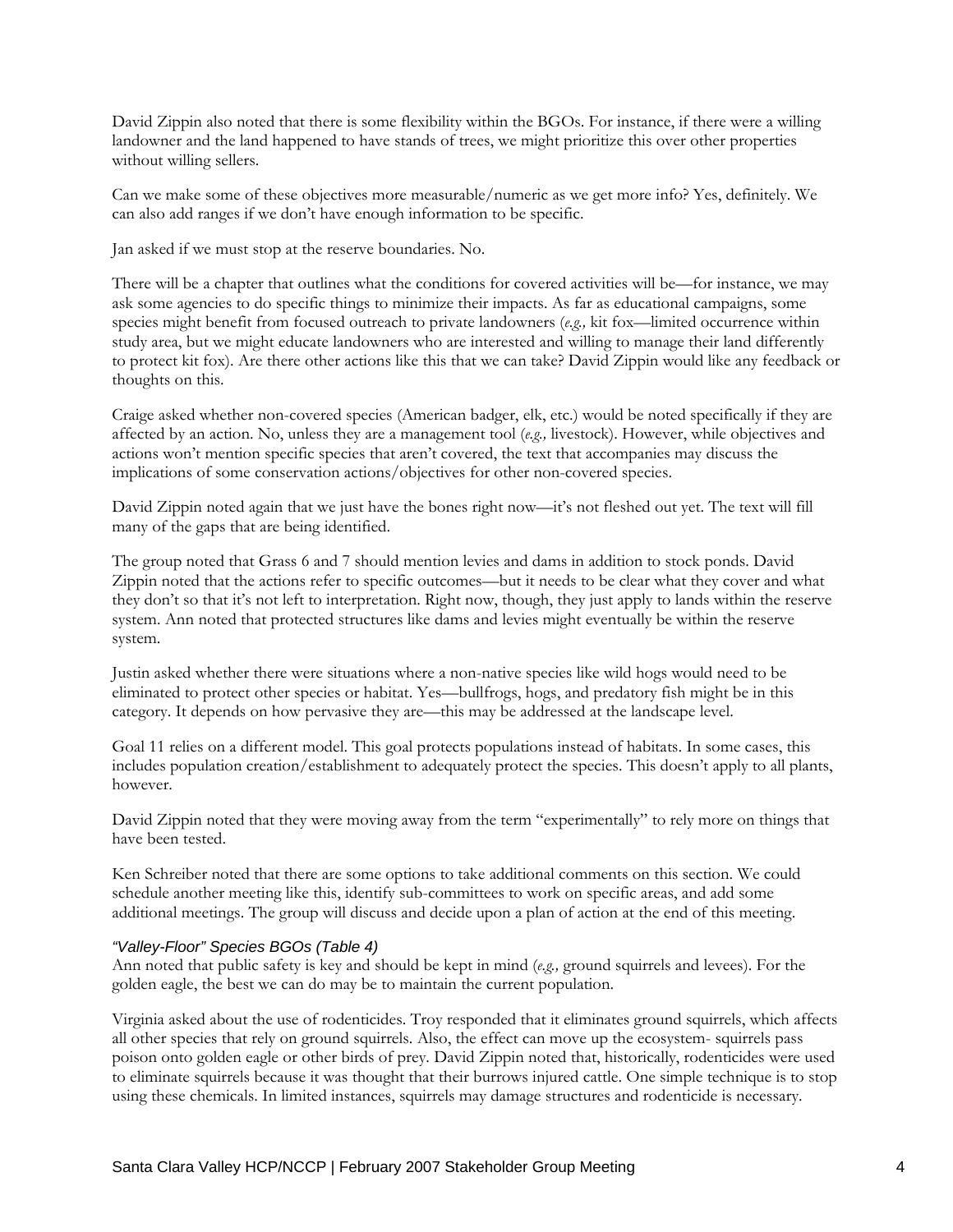David Zippin also noted that there is some flexibility within the BGOs. For instance, if there were a willing landowner and the land happened to have stands of trees, we might prioritize this over other properties without willing sellers.

Can we make some of these objectives more measurable/numeric as we get more info? Yes, definitely. We can also add ranges if we don't have enough information to be specific.

Jan asked if we must stop at the reserve boundaries. No.

There will be a chapter that outlines what the conditions for covered activities will be—for instance, we may ask some agencies to do specific things to minimize their impacts. As far as educational campaigns, some species might benefit from focused outreach to private landowners (*e.g.,* kit fox—limited occurrence within study area, but we might educate landowners who are interested and willing to manage their land differently to protect kit fox). Are there other actions like this that we can take? David Zippin would like any feedback or thoughts on this.

Craige asked whether non-covered species (American badger, elk, etc.) would be noted specifically if they are affected by an action. No, unless they are a management tool (*e.g.,* livestock). However, while objectives and actions won't mention specific species that aren't covered, the text that accompanies may discuss the implications of some conservation actions/objectives for other non-covered species.

David Zippin noted again that we just have the bones right now—it's not fleshed out yet. The text will fill many of the gaps that are being identified.

The group noted that Grass 6 and 7 should mention levies and dams in addition to stock ponds. David Zippin noted that the actions refer to specific outcomes—but it needs to be clear what they cover and what they don't so that it's not left to interpretation. Right now, though, they just apply to lands within the reserve system. Ann noted that protected structures like dams and levies might eventually be within the reserve system.

Justin asked whether there were situations where a non-native species like wild hogs would need to be eliminated to protect other species or habitat. Yes—bullfrogs, hogs, and predatory fish might be in this category. It depends on how pervasive they are—this may be addressed at the landscape level.

Goal 11 relies on a different model. This goal protects populations instead of habitats. In some cases, this includes population creation/establishment to adequately protect the species. This doesn't apply to all plants, however.

David Zippin noted that they were moving away from the term "experimentally" to rely more on things that have been tested.

Ken Schreiber noted that there are some options to take additional comments on this section. We could schedule another meeting like this, identify sub-committees to work on specific areas, and add some additional meetings. The group will discuss and decide upon a plan of action at the end of this meeting.

#### *"Valley-Floor" Species BGOs (Table 4)*

Ann noted that public safety is key and should be kept in mind (*e.g.,* ground squirrels and levees). For the golden eagle, the best we can do may be to maintain the current population.

Virginia asked about the use of rodenticides. Troy responded that it eliminates ground squirrels, which affects all other species that rely on ground squirrels. Also, the effect can move up the ecosystem- squirrels pass poison onto golden eagle or other birds of prey. David Zippin noted that, historically, rodenticides were used to eliminate squirrels because it was thought that their burrows injured cattle. One simple technique is to stop using these chemicals. In limited instances, squirrels may damage structures and rodenticide is necessary.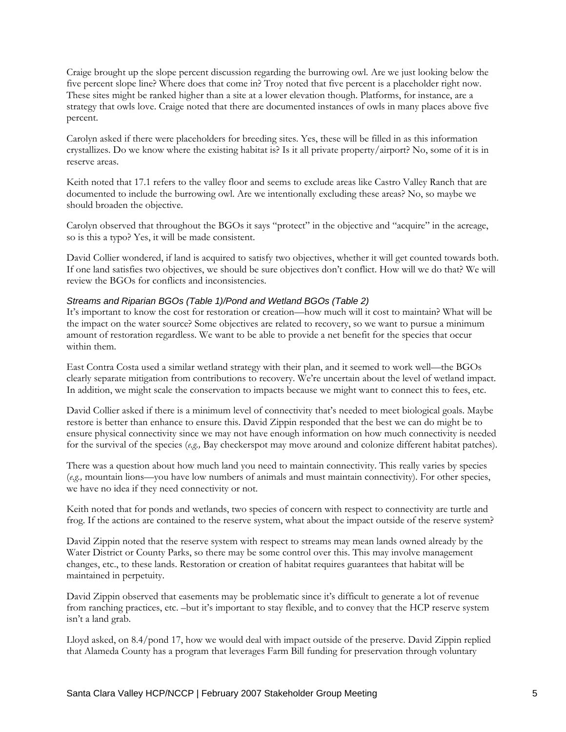Craige brought up the slope percent discussion regarding the burrowing owl. Are we just looking below the five percent slope line? Where does that come in? Troy noted that five percent is a placeholder right now. These sites might be ranked higher than a site at a lower elevation though. Platforms, for instance, are a strategy that owls love. Craige noted that there are documented instances of owls in many places above five percent.

Carolyn asked if there were placeholders for breeding sites. Yes, these will be filled in as this information crystallizes. Do we know where the existing habitat is? Is it all private property/airport? No, some of it is in reserve areas.

Keith noted that 17.1 refers to the valley floor and seems to exclude areas like Castro Valley Ranch that are documented to include the burrowing owl. Are we intentionally excluding these areas? No, so maybe we should broaden the objective.

Carolyn observed that throughout the BGOs it says "protect" in the objective and "acquire" in the acreage, so is this a typo? Yes, it will be made consistent.

David Collier wondered, if land is acquired to satisfy two objectives, whether it will get counted towards both. If one land satisfies two objectives, we should be sure objectives don't conflict. How will we do that? We will review the BGOs for conflicts and inconsistencies.

### *Streams and Riparian BGOs (Table 1)/Pond and Wetland BGOs (Table 2)*

It's important to know the cost for restoration or creation—how much will it cost to maintain? What will be the impact on the water source? Some objectives are related to recovery, so we want to pursue a minimum amount of restoration regardless. We want to be able to provide a net benefit for the species that occur within them.

East Contra Costa used a similar wetland strategy with their plan, and it seemed to work well—the BGOs clearly separate mitigation from contributions to recovery. We're uncertain about the level of wetland impact. In addition, we might scale the conservation to impacts because we might want to connect this to fees, etc.

David Collier asked if there is a minimum level of connectivity that's needed to meet biological goals. Maybe restore is better than enhance to ensure this. David Zippin responded that the best we can do might be to ensure physical connectivity since we may not have enough information on how much connectivity is needed for the survival of the species (*e.g.,* Bay checkerspot may move around and colonize different habitat patches).

There was a question about how much land you need to maintain connectivity. This really varies by species (*e.g.,* mountain lions—you have low numbers of animals and must maintain connectivity). For other species, we have no idea if they need connectivity or not.

Keith noted that for ponds and wetlands, two species of concern with respect to connectivity are turtle and frog. If the actions are contained to the reserve system, what about the impact outside of the reserve system?

David Zippin noted that the reserve system with respect to streams may mean lands owned already by the Water District or County Parks, so there may be some control over this. This may involve management changes, etc., to these lands. Restoration or creation of habitat requires guarantees that habitat will be maintained in perpetuity.

David Zippin observed that easements may be problematic since it's difficult to generate a lot of revenue from ranching practices, etc. –but it's important to stay flexible, and to convey that the HCP reserve system isn't a land grab.

Lloyd asked, on 8.4/pond 17, how we would deal with impact outside of the preserve. David Zippin replied that Alameda County has a program that leverages Farm Bill funding for preservation through voluntary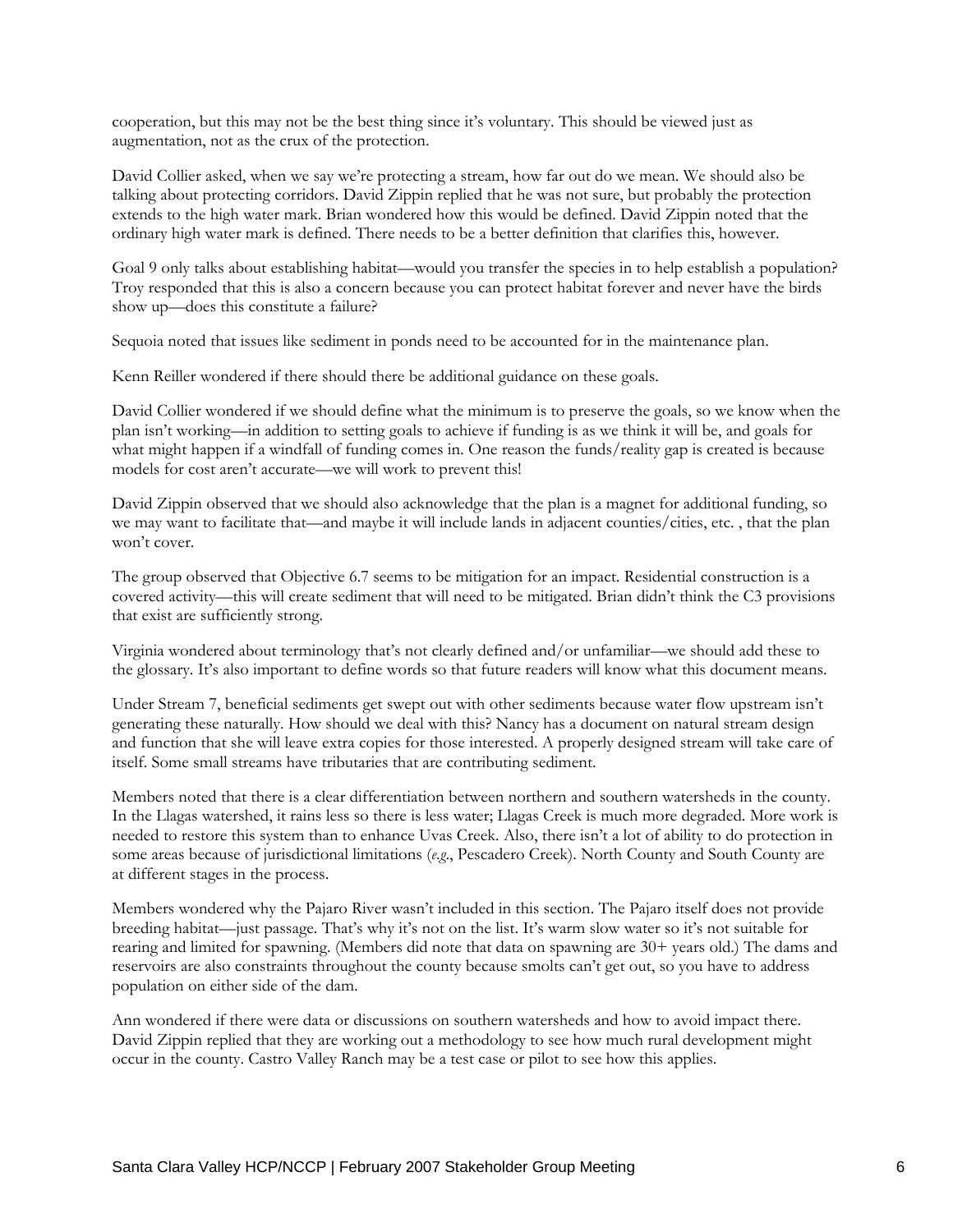cooperation, but this may not be the best thing since it's voluntary. This should be viewed just as augmentation, not as the crux of the protection.

David Collier asked, when we say we're protecting a stream, how far out do we mean. We should also be talking about protecting corridors. David Zippin replied that he was not sure, but probably the protection extends to the high water mark. Brian wondered how this would be defined. David Zippin noted that the ordinary high water mark is defined. There needs to be a better definition that clarifies this, however.

Goal 9 only talks about establishing habitat—would you transfer the species in to help establish a population? Troy responded that this is also a concern because you can protect habitat forever and never have the birds show up—does this constitute a failure?

Sequoia noted that issues like sediment in ponds need to be accounted for in the maintenance plan.

Kenn Reiller wondered if there should there be additional guidance on these goals.

David Collier wondered if we should define what the minimum is to preserve the goals, so we know when the plan isn't working—in addition to setting goals to achieve if funding is as we think it will be, and goals for what might happen if a windfall of funding comes in. One reason the funds/reality gap is created is because models for cost aren't accurate—we will work to prevent this!

David Zippin observed that we should also acknowledge that the plan is a magnet for additional funding, so we may want to facilitate that—and maybe it will include lands in adjacent counties/cities, etc. , that the plan won't cover.

The group observed that Objective 6.7 seems to be mitigation for an impact. Residential construction is a covered activity—this will create sediment that will need to be mitigated. Brian didn't think the C3 provisions that exist are sufficiently strong.

Virginia wondered about terminology that's not clearly defined and/or unfamiliar—we should add these to the glossary. It's also important to define words so that future readers will know what this document means.

Under Stream 7, beneficial sediments get swept out with other sediments because water flow upstream isn't generating these naturally. How should we deal with this? Nancy has a document on natural stream design and function that she will leave extra copies for those interested. A properly designed stream will take care of itself. Some small streams have tributaries that are contributing sediment.

Members noted that there is a clear differentiation between northern and southern watersheds in the county. In the Llagas watershed, it rains less so there is less water; Llagas Creek is much more degraded. More work is needed to restore this system than to enhance Uvas Creek. Also, there isn't a lot of ability to do protection in some areas because of jurisdictional limitations (*e.g.*, Pescadero Creek). North County and South County are at different stages in the process.

Members wondered why the Pajaro River wasn't included in this section. The Pajaro itself does not provide breeding habitat—just passage. That's why it's not on the list. It's warm slow water so it's not suitable for rearing and limited for spawning. (Members did note that data on spawning are 30+ years old.) The dams and reservoirs are also constraints throughout the county because smolts can't get out, so you have to address population on either side of the dam.

Ann wondered if there were data or discussions on southern watersheds and how to avoid impact there. David Zippin replied that they are working out a methodology to see how much rural development might occur in the county. Castro Valley Ranch may be a test case or pilot to see how this applies.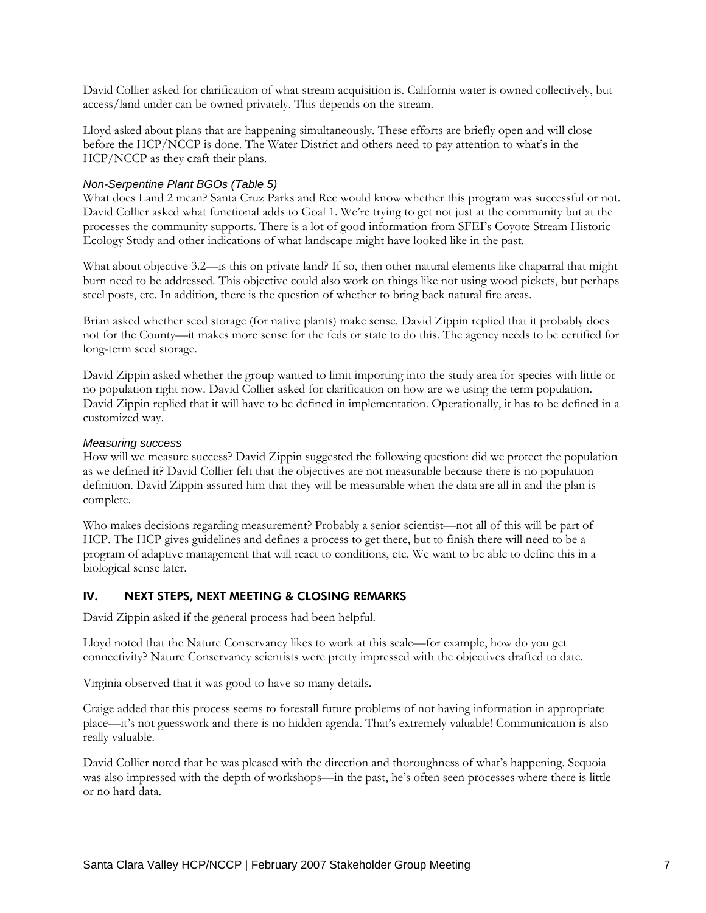David Collier asked for clarification of what stream acquisition is. California water is owned collectively, but access/land under can be owned privately. This depends on the stream.

Lloyd asked about plans that are happening simultaneously. These efforts are briefly open and will close before the HCP/NCCP is done. The Water District and others need to pay attention to what's in the HCP/NCCP as they craft their plans.

### *Non-Serpentine Plant BGOs (Table 5)*

What does Land 2 mean? Santa Cruz Parks and Rec would know whether this program was successful or not. David Collier asked what functional adds to Goal 1. We're trying to get not just at the community but at the processes the community supports. There is a lot of good information from SFEI's Coyote Stream Historic Ecology Study and other indications of what landscape might have looked like in the past.

What about objective 3.2—is this on private land? If so, then other natural elements like chaparral that might burn need to be addressed. This objective could also work on things like not using wood pickets, but perhaps steel posts, etc. In addition, there is the question of whether to bring back natural fire areas.

Brian asked whether seed storage (for native plants) make sense. David Zippin replied that it probably does not for the County—it makes more sense for the feds or state to do this. The agency needs to be certified for long-term seed storage.

David Zippin asked whether the group wanted to limit importing into the study area for species with little or no population right now. David Collier asked for clarification on how are we using the term population. David Zippin replied that it will have to be defined in implementation. Operationally, it has to be defined in a customized way.

### *Measuring success*

How will we measure success? David Zippin suggested the following question: did we protect the population as we defined it? David Collier felt that the objectives are not measurable because there is no population definition. David Zippin assured him that they will be measurable when the data are all in and the plan is complete.

Who makes decisions regarding measurement? Probably a senior scientist—not all of this will be part of HCP. The HCP gives guidelines and defines a process to get there, but to finish there will need to be a program of adaptive management that will react to conditions, etc. We want to be able to define this in a biological sense later.

## IV. NEXT STEPS, NEXT MEETING & CLOSING REMARKS

David Zippin asked if the general process had been helpful.

Lloyd noted that the Nature Conservancy likes to work at this scale—for example, how do you get connectivity? Nature Conservancy scientists were pretty impressed with the objectives drafted to date.

Virginia observed that it was good to have so many details.

Craige added that this process seems to forestall future problems of not having information in appropriate place—it's not guesswork and there is no hidden agenda. That's extremely valuable! Communication is also really valuable.

David Collier noted that he was pleased with the direction and thoroughness of what's happening. Sequoia was also impressed with the depth of workshops—in the past, he's often seen processes where there is little or no hard data.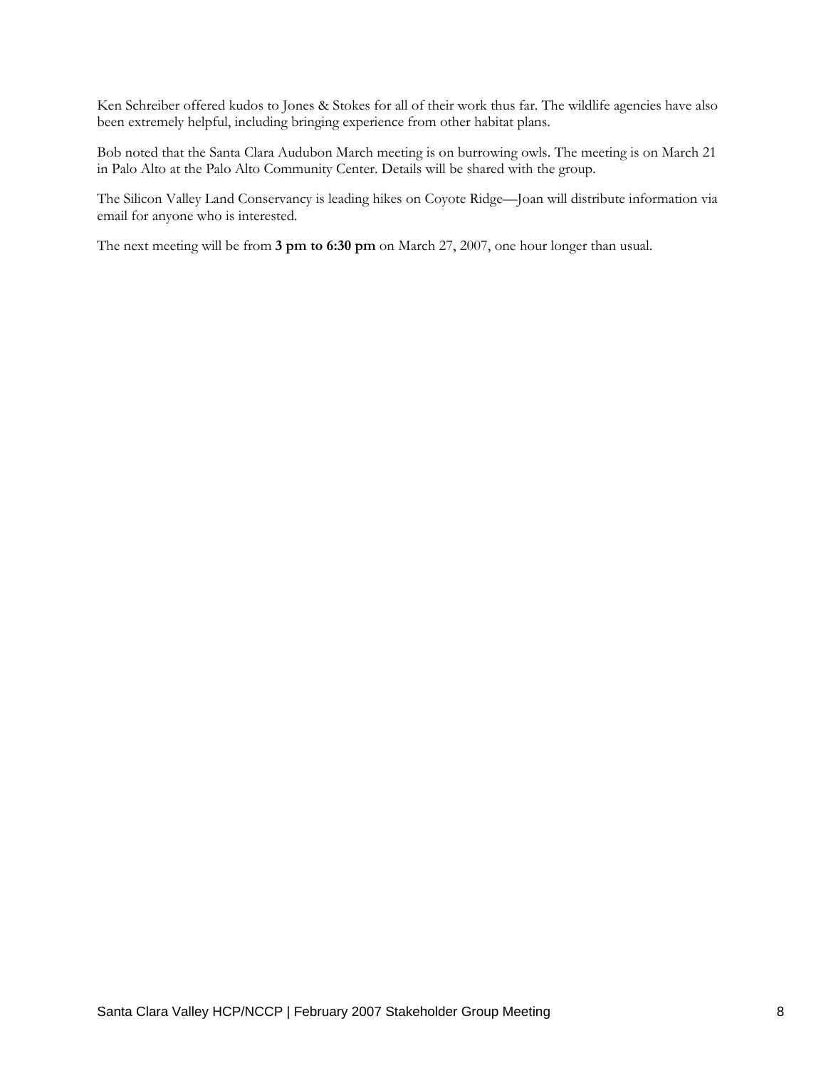Ken Schreiber offered kudos to Jones & Stokes for all of their work thus far. The wildlife agencies have also been extremely helpful, including bringing experience from other habitat plans.

Bob noted that the Santa Clara Audubon March meeting is on burrowing owls. The meeting is on March 21 in Palo Alto at the Palo Alto Community Center. Details will be shared with the group.

The Silicon Valley Land Conservancy is leading hikes on Coyote Ridge—Joan will distribute information via email for anyone who is interested.

The next meeting will be from **3 pm to 6:30 pm** on March 27, 2007, one hour longer than usual.